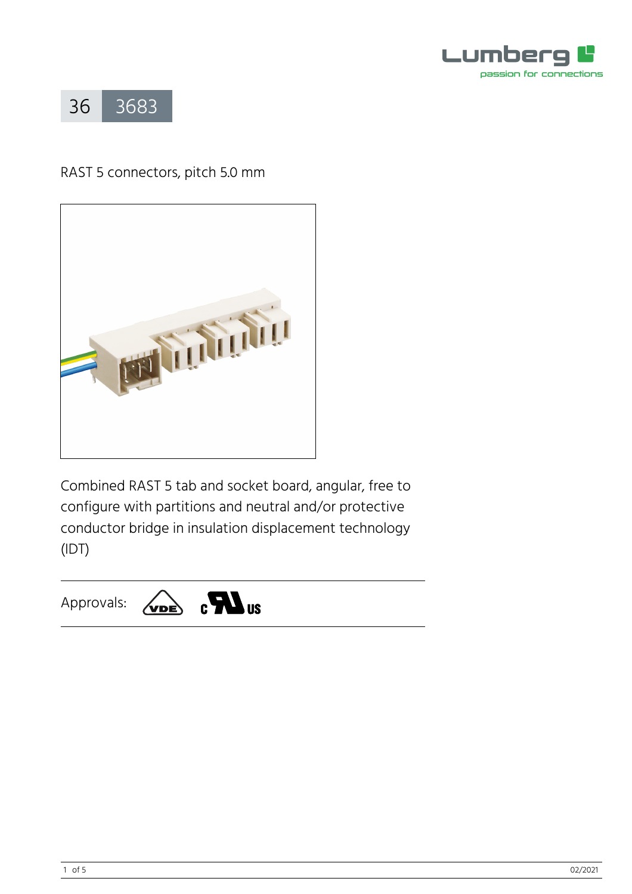# 36 3683

RAST 5 connectors, pitch 5.0 mm

Combined RAST 5 tab and socket board, angular, free to configure with partitions and neutral and/or protective conductor bridge in insulation displacement technology (IDT)

Approvals: VDE, cULus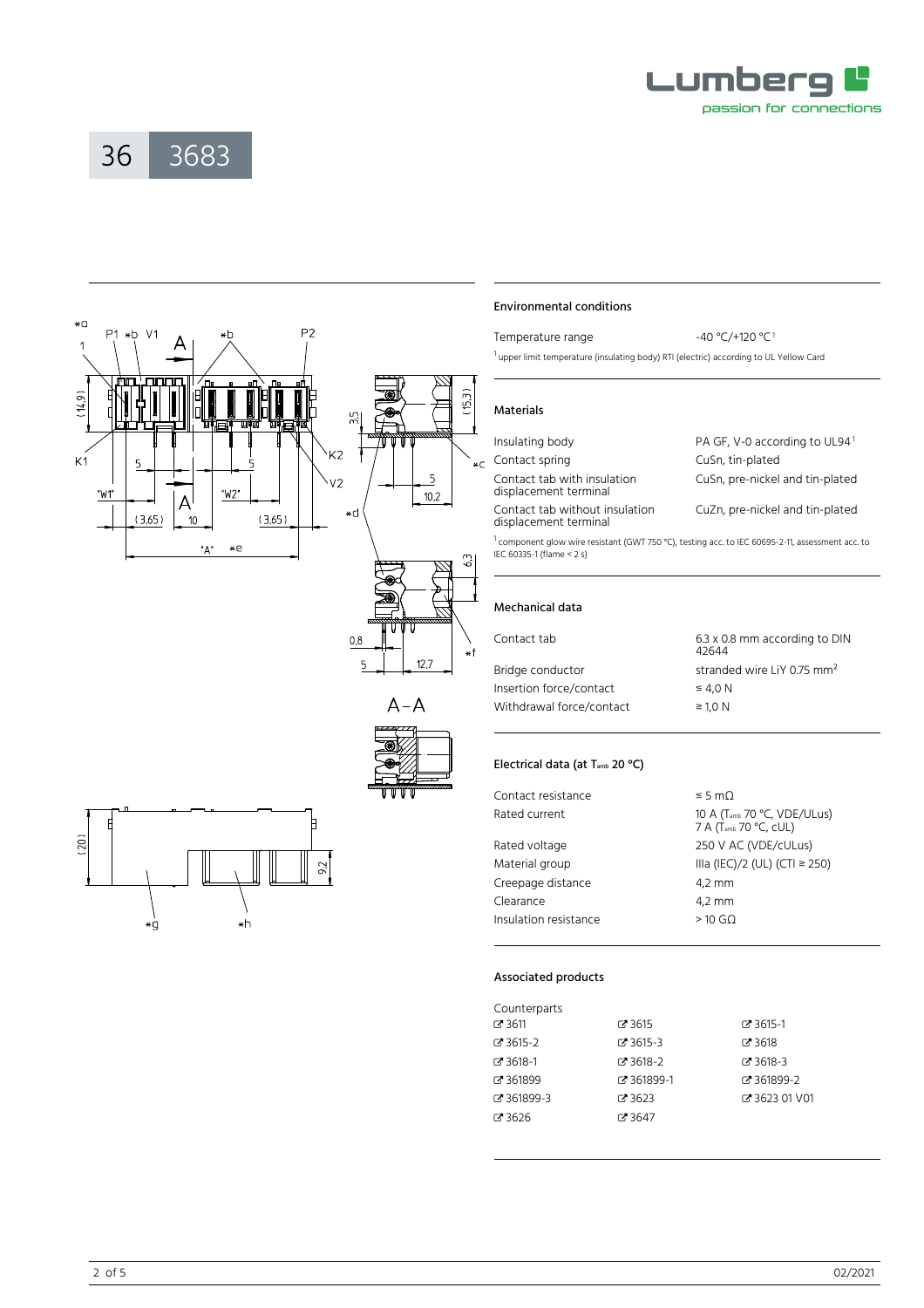# 36 3683

## Environmental conditions

| | |
|---|---|
| Temperature range | -40 °C/+120 °C [1] |

[1] upper limit temperature (insulating body) RTI (electric) according to UL Yellow Card

## Materials

| | |
|---|---|
| Insulating body | PA GF, V-0 according to UL94 [1] |
| Contact spring | CuSn, tin-plated |
| Contact tab with insulation displacement terminal | CuSn, pre-nickel and tin-plated |
| Contact tab without insulation displacement terminal | CuZn, pre-nickel and tin-plated |

[1] component glow wire resistant (GWT 750 °C), testing acc. to IEC 60695-2-11, assessment acc. to IEC 60335-1 (flame < 2 s)

## Mechanical data

| | |
|---|---|
| Contact tab | 6.3 x 0.8 mm according to DIN 42644 |
| Bridge conductor | stranded wire LiY 0.75 mm² |
| Insertion force/contact | ≤ 4,0 N |
| Withdrawal force/contact | ≥ 1,0 N |

## Electrical data (at $T_{amb}$ 20 °C)

| | |
|---|---|
| Contact resistance | ≤ 5 mΩ |
| Rated current | 10 A ($T_{amb}$ 70 °C, VDE/ULus)<br>7 A ($T_{amb}$ 70 °C, cUL) |
| Rated voltage | 250 V AC (VDE/cULus) |
| Material group | IIIa (IEC)/2 (UL) (CTI ≥ 250) |
| Creepage distance | 4,2 mm |
| Clearance | 4,2 mm |
| Insulation resistance | > 10 GΩ |

## Associated products

Counterparts

| | | |
|---|---|---|
| 3611 | 3615 | 3615-1 |
| 3615-2 | 3615-3 | 3618 |
| 3618-1 | 3618-2 | 3618-3 |
| 361899 | 361899-1 | 361899-2 |
| 361899-3 | 3623 | 3623 01 V01 |
| 3626 | 3647 | |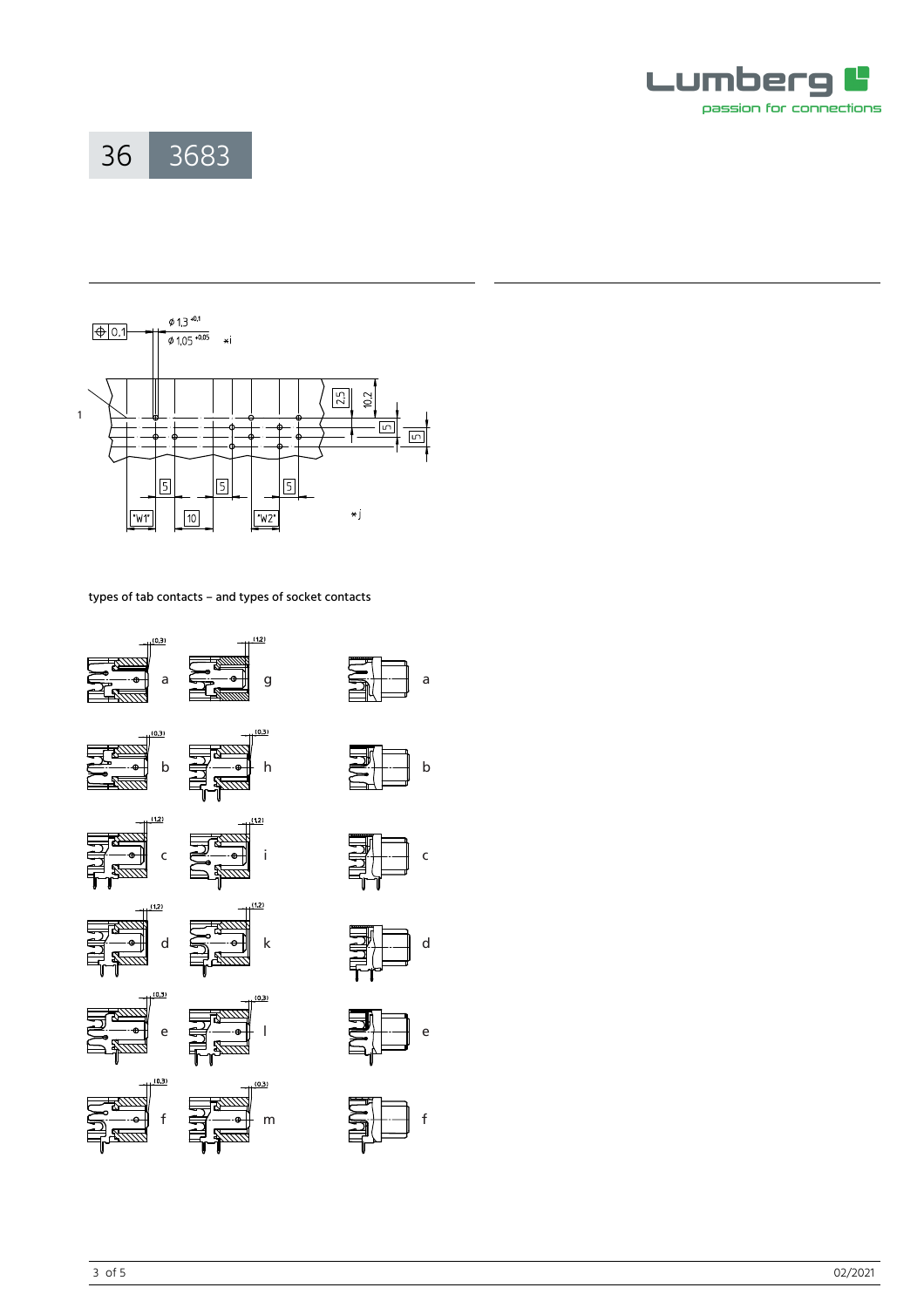36 3683

types of tab contacts – and types of socket contacts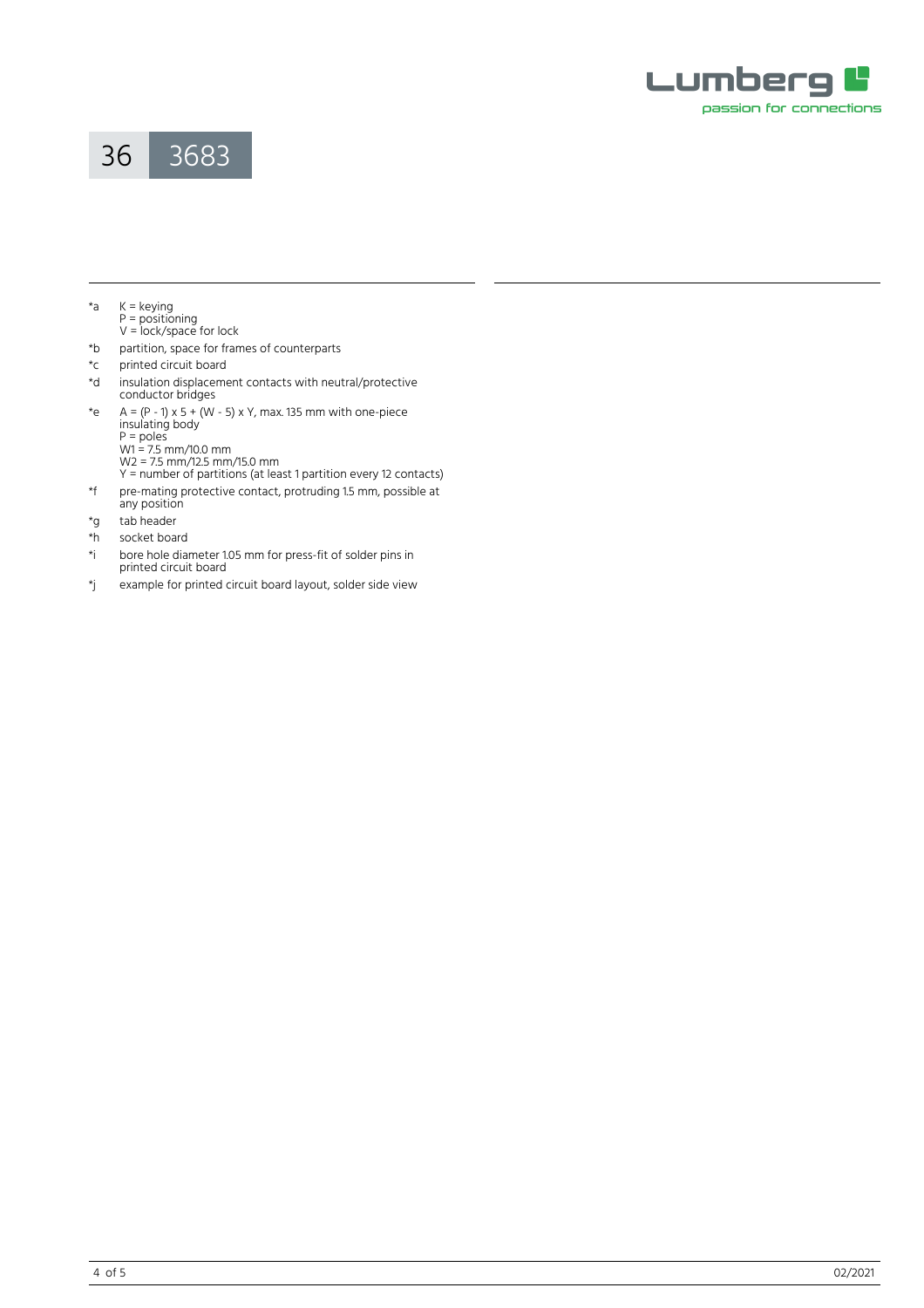# 36 3683

*a K = keying
P = positioning
V = lock/space for lock

*b partition, space for frames of counterparts

*c printed circuit board

*d insulation displacement contacts with neutral/protective conductor bridges

*e A = (P - 1) x 5 + (W - 5) x Y, max. 135 mm with one-piece insulating body
P = poles
W1 = 7.5 mm/10.0 mm
W2 = 7.5 mm/12.5 mm/15.0 mm
Y = number of partitions (at least 1 partition every 12 contacts)

*f pre-mating protective contact, protruding 1.5 mm, possible at any position

*g tab header

*h socket board

*i bore hole diameter 1.05 mm for press-fit of solder pins in printed circuit board

*j example for printed circuit board layout, solder side view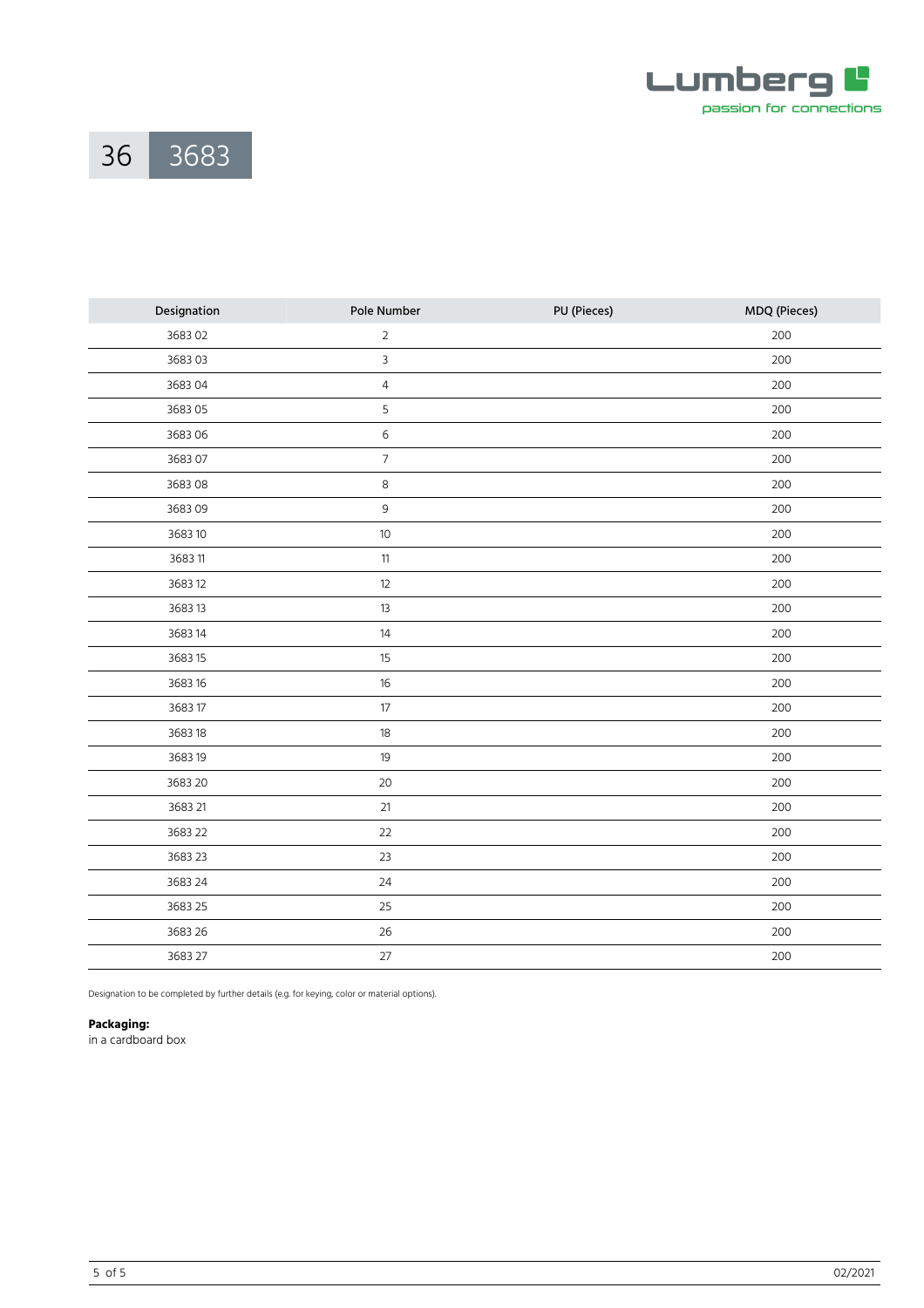# 36 3683

| Designation | Pole Number | PU (Pieces) | MDQ (Pieces) |
|---|---|---|---|
| 3683 02 | 2 | | 200 |
| 3683 03 | 3 | | 200 |
| 3683 04 | 4 | | 200 |
| 3683 05 | 5 | | 200 |
| 3683 06 | 6 | | 200 |
| 3683 07 | 7 | | 200 |
| 3683 08 | 8 | | 200 |
| 3683 09 | 9 | | 200 |
| 3683 10 | 10 | | 200 |
| 3683 11 | 11 | | 200 |
| 3683 12 | 12 | | 200 |
| 3683 13 | 13 | | 200 |
| 3683 14 | 14 | | 200 |
| 3683 15 | 15 | | 200 |
| 3683 16 | 16 | | 200 |
| 3683 17 | 17 | | 200 |
| 3683 18 | 18 | | 200 |
| 3683 19 | 19 | | 200 |
| 3683 20 | 20 | | 200 |
| 3683 21 | 21 | | 200 |
| 3683 22 | 22 | | 200 |
| 3683 23 | 23 | | 200 |
| 3683 24 | 24 | | 200 |
| 3683 25 | 25 | | 200 |
| 3683 26 | 26 | | 200 |
| 3683 27 | 27 | | 200 |

Designation to be completed by further details (e.g. for keying, color or material options).

**Packaging:**
in a cardboard box